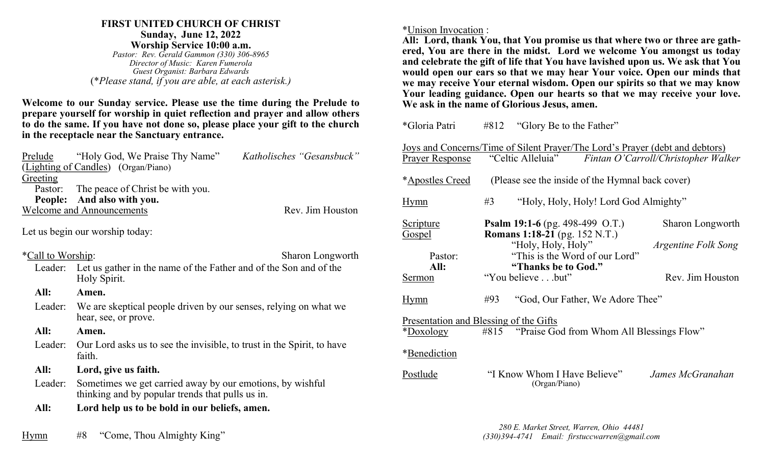**FIRST UNITED CHURCH OF CHRIST**
**Sunday, June 12, 2022**
**Worship Service 10:00 a.m.**
*Pastor: Rev. Gerald Gammon (330) 306-8965*
*Director of Music: Karen Fumerola*
*Guest Organist: Barbara Edwards*
(*\*Please stand, if you are able, at each asterisk.)*

**Welcome to our Sunday service. Please use the time during the Prelude to prepare yourself for worship in quiet reflection and prayer and allow others to do the same. If you have not done so, please place your gift to the church in the receptacle near the Sanctuary entrance.**

Prelude "Holy God, We Praise Thy Name" *Katholisches "Gesansbuck"*
(Lighting of Candles) (Organ/Piano)

Greeting
Pastor: The peace of Christ be with you.
**People: And also with you.**

Welcome and Announcements — Rev. Jim Houston

Let us begin our worship today:

*Call to Worship: — Sharon Longworth

Leader: Let us gather in the name of the Father and of the Son and of the Holy Spirit.
**All: Amen.**
Leader: We are skeptical people driven by our senses, relying on what we hear, see, or prove.
**All: Amen.**
Leader: Our Lord asks us to see the invisible, to trust in the Spirit, to have faith.
**All: Lord, give us faith.**
Leader: Sometimes we get carried away by our emotions, by wishful thinking and by popular trends that pulls us in.
**All: Lord help us to be bold in our beliefs, amen.**

Hymn #8 "Come, Thou Almighty King"

*Unison Invocation :
**All: Lord, thank You, that You promise us that where two or three are gathered, You are there in the midst. Lord we welcome You amongst us today and celebrate the gift of life that You have lavished upon us. We ask that You would open our ears so that we may hear Your voice. Open our minds that we may receive Your eternal wisdom. Open our spirits so that we may know Your leading guidance. Open our hearts so that we may receive your love. We ask in the name of Glorious Jesus, amen.**

*Gloria Patri #812 "Glory Be to the Father"

Joys and Concerns/Time of Silent Prayer/The Lord's Prayer (debt and debtors)
Prayer Response "Celtic Alleluia" *Fintan O'Carroll/Christopher Walker*

*Apostles Creed (Please see the inside of the Hymnal back cover)

Hymn #3 "Holy, Holy, Holy! Lord God Almighty"

Scripture **Psalm 19:1-6** (pg. 498-499 O.T.) — Sharon Longworth
Gospel **Romans 1:18-21** (pg. 152 N.T.)
"Holy, Holy, Holy" *Argentine Folk Song*
Pastor: "This is the Word of our Lord"
**All: "Thanks be to God."**

Sermon "You believe . . .but" — Rev. Jim Houston

Hymn #93 "God, Our Father, We Adore Thee"

Presentation and Blessing of the Gifts
*Doxology #815 "Praise God from Whom All Blessings Flow"

*Benediction

Postlude "I Know Whom I Have Believe" *James McGranahan*
(Organ/Piano)

*280 E. Market Street, Warren, Ohio 44481*
*(330)394-4741 Email: firstuccwarren@gmail.com*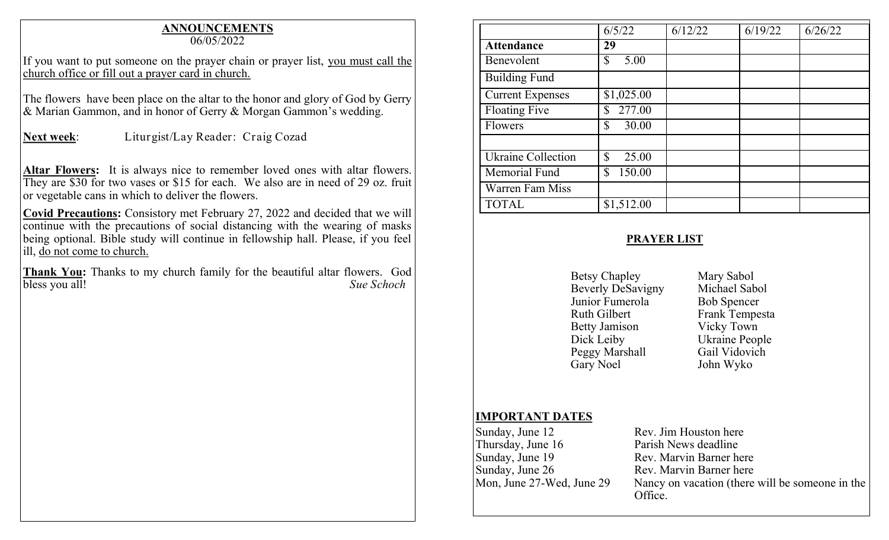## ANNOUNCEMENTS

06/05/2022

If you want to put someone on the prayer chain or prayer list, you must call the church office or fill out a prayer card in church.

The flowers have been place on the altar to the honor and glory of God by Gerry & Marian Gammon, and in honor of Gerry & Morgan Gammon's wedding.

**Next week**: Liturgist/Lay Reader: Craig Cozad

**Altar Flowers:** It is always nice to remember loved ones with altar flowers. They are $30 for two vases or $15 for each. We also are in need of 29 oz. fruit or vegetable cans in which to deliver the flowers.

**Covid Precautions:** Consistory met February 27, 2022 and decided that we will continue with the precautions of social distancing with the wearing of masks being optional. Bible study will continue in fellowship hall. Please, if you feel ill, do not come to church.

**Thank You:** Thanks to my church family for the beautiful altar flowers. God bless you all! *Sue Schoch*

| | 6/5/22 | 6/12/22 | 6/19/22 | 6/26/22 |
|---|---|---|---|---|
| **Attendance** | **29** | | | |
| Benevolent | $ 5.00 | | | |
| Building Fund | | | | |
| Current Expenses | $1,025.00 | | | |
| Floating Five | $ 277.00 | | | |
| Flowers | $ 30.00 | | | |
| | | | | |
| Ukraine Collection | $ 25.00 | | | |
| Memorial Fund | $ 150.00 | | | |
| Warren Fam Miss | | | | |
| TOTAL | $1,512.00 | | | |

## PRAYER LIST

Betsy Chapley
Beverly DeSavigny
Junior Fumerola
Ruth Gilbert
Betty Jamison
Dick Leiby
Peggy Marshall
Gary Noel
Mary Sabol
Michael Sabol
Bob Spencer
Frank Tempesta
Vicky Town
Ukraine People
Gail Vidovich
John Wyko

## IMPORTANT DATES

| | |
|---|---|
| Sunday, June 12 | Rev. Jim Houston here |
| Thursday, June 16 | Parish News deadline |
| Sunday, June 19 | Rev. Marvin Barner here |
| Sunday, June 26 | Rev. Marvin Barner here |
| Mon, June 27-Wed, June 29 | Nancy on vacation (there will be someone in the Office. |